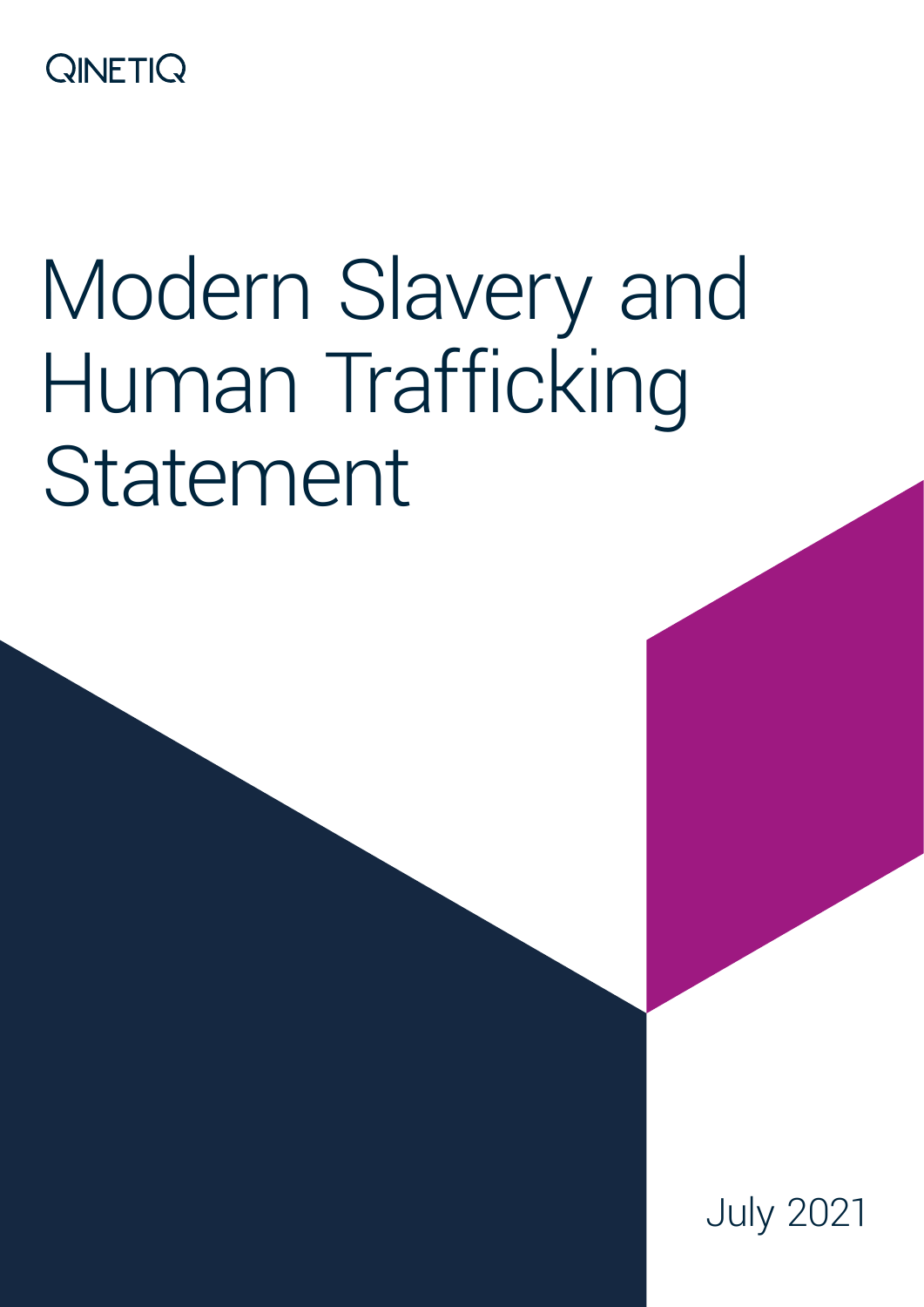QINETIQ

# Modern Slavery and Human Trafficking Statement

July 2021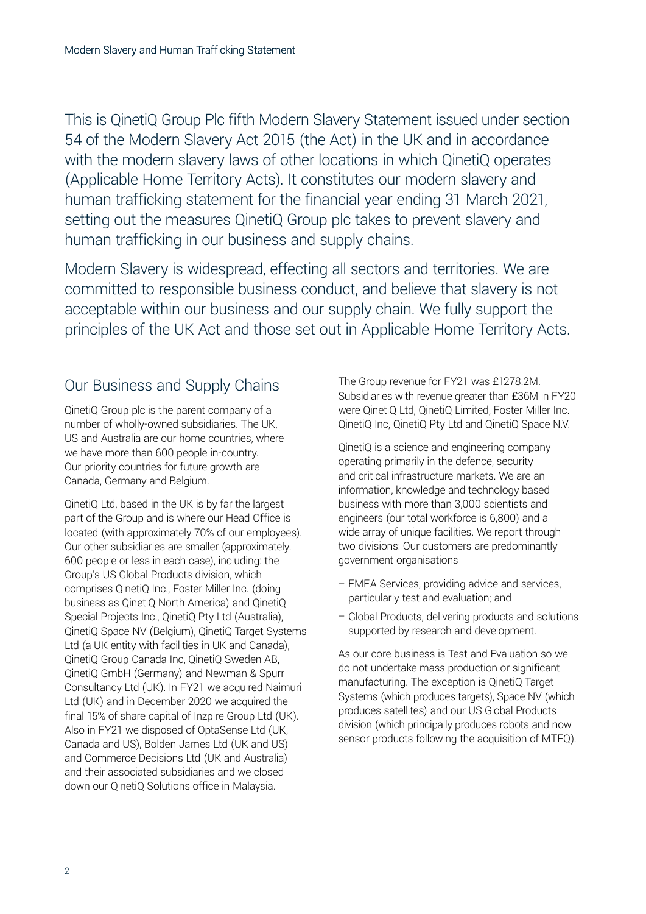This is QinetiQ Group Plc fifth Modern Slavery Statement issued under section 54 of the Modern Slavery Act 2015 (the Act) in the UK and in accordance with the modern slavery laws of other locations in which QinetiQ operates (Applicable Home Territory Acts). It constitutes our modern slavery and human trafficking statement for the financial year ending 31 March 2021, setting out the measures QinetiQ Group plc takes to prevent slavery and human trafficking in our business and supply chains.

Modern Slavery is widespread, effecting all sectors and territories. We are committed to responsible business conduct, and believe that slavery is not acceptable within our business and our supply chain. We fully support the principles of the UK Act and those set out in Applicable Home Territory Acts.

## Our Business and Supply Chains

QinetiQ Group plc is the parent company of a number of wholly-owned subsidiaries. The UK, US and Australia are our home countries, where we have more than 600 people in-country. Our priority countries for future growth are Canada, Germany and Belgium.

QinetiQ Ltd, based in the UK is by far the largest part of the Group and is where our Head Office is located (with approximately 70% of our employees). Our other subsidiaries are smaller (approximately. 600 people or less in each case), including: the Group's US Global Products division, which comprises QinetiQ Inc., Foster Miller Inc. (doing business as QinetiQ North America) and QinetiQ Special Projects Inc., QinetiQ Pty Ltd (Australia), QinetiQ Space NV (Belgium), QinetiQ Target Systems Ltd (a UK entity with facilities in UK and Canada), QinetiQ Group Canada Inc, QinetiQ Sweden AB, QinetiQ GmbH (Germany) and Newman & Spurr Consultancy Ltd (UK). In FY21 we acquired Naimuri Ltd (UK) and in December 2020 we acquired the final 15% of share capital of Inzpire Group Ltd (UK). Also in FY21 we disposed of OptaSense Ltd (UK, Canada and US), Bolden James Ltd (UK and US) and Commerce Decisions Ltd (UK and Australia) and their associated subsidiaries and we closed down our QinetiQ Solutions office in Malaysia.

The Group revenue for FY21 was £1278.2M. Subsidiaries with revenue greater than £36M in FY20 were QinetiQ Ltd, QinetiQ Limited, Foster Miller Inc. QinetiQ Inc, QinetiQ Pty Ltd and QinetiQ Space N.V.

QinetiQ is a science and engineering company operating primarily in the defence, security and critical infrastructure markets. We are an information, knowledge and technology based business with more than 3,000 scientists and engineers (our total workforce is 6,800) and a wide array of unique facilities. We report through two divisions: Our customers are predominantly government organisations

- EMEA Services, providing advice and services, particularly test and evaluation; and
- Global Products, delivering products and solutions supported by research and development.

As our core business is Test and Evaluation so we do not undertake mass production or significant manufacturing. The exception is QinetiQ Target Systems (which produces targets), Space NV (which produces satellites) and our US Global Products division (which principally produces robots and now sensor products following the acquisition of MTEQ).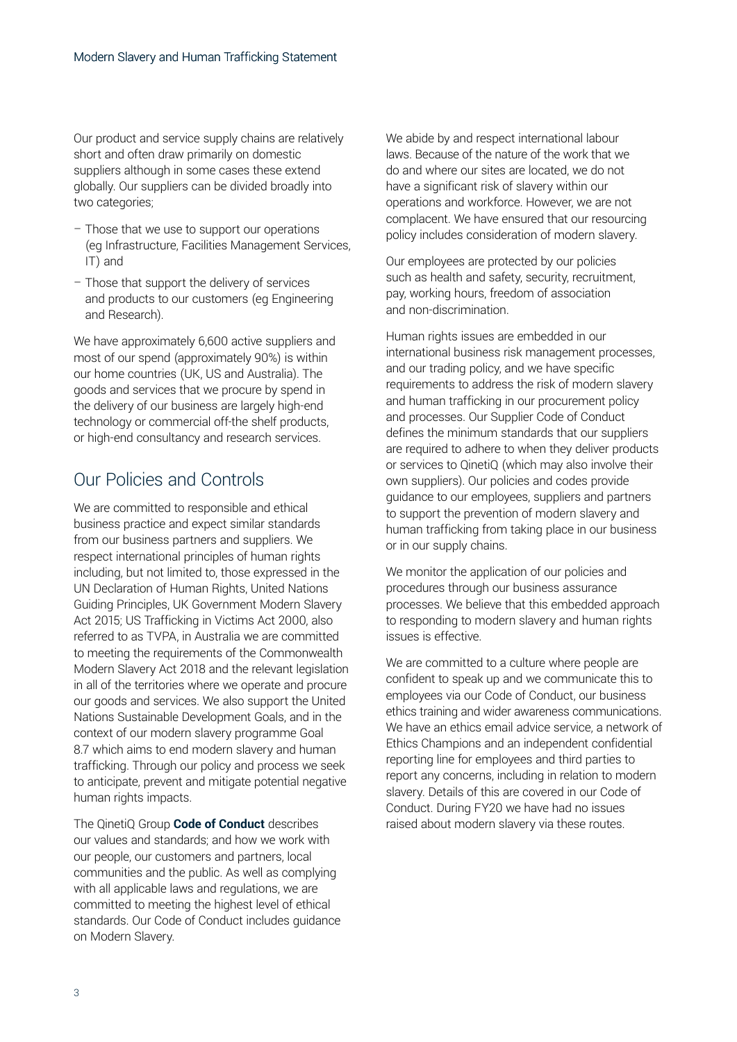Our product and service supply chains are relatively short and often draw primarily on domestic suppliers although in some cases these extend globally. Our suppliers can be divided broadly into two categories;

- Those that we use to support our operations (eg Infrastructure, Facilities Management Services, IT) and
- Those that support the delivery of services and products to our customers (eg Engineering and Research).

We have approximately 6,600 active suppliers and most of our spend (approximately 90%) is within our home countries (UK, US and Australia). The goods and services that we procure by spend in the delivery of our business are largely high-end technology or commercial off-the shelf products, or high-end consultancy and research services.

## Our Policies and Controls

We are committed to responsible and ethical business practice and expect similar standards from our business partners and suppliers. We respect international principles of human rights including, but not limited to, those expressed in the UN Declaration of Human Rights, United Nations Guiding Principles, UK Government Modern Slavery Act 2015; US Trafficking in Victims Act 2000, also referred to as TVPA, in Australia we are committed to meeting the requirements of the Commonwealth Modern Slavery Act 2018 and the relevant legislation in all of the territories where we operate and procure our goods and services. We also support the United Nations Sustainable Development Goals, and in the context of our modern slavery programme Goal 8.7 which aims to end modern slavery and human trafficking. Through our policy and process we seek to anticipate, prevent and mitigate potential negative human rights impacts.

The QinetiQ Group **Code of Conduct** describes our values and standards; and how we work with our people, our customers and partners, local communities and the public. As well as complying with all applicable laws and regulations, we are committed to meeting the highest level of ethical standards. Our Code of Conduct includes guidance on Modern Slavery.

We abide by and respect international labour laws. Because of the nature of the work that we do and where our sites are located, we do not have a significant risk of slavery within our operations and workforce. However, we are not complacent. We have ensured that our resourcing policy includes consideration of modern slavery.

Our employees are protected by our policies such as health and safety, security, recruitment, pay, working hours, freedom of association and non-discrimination.

Human rights issues are embedded in our international business risk management processes, and our trading policy, and we have specific requirements to address the risk of modern slavery and human trafficking in our procurement policy and processes. Our Supplier Code of Conduct defines the minimum standards that our suppliers are required to adhere to when they deliver products or services to QinetiQ (which may also involve their own suppliers). Our policies and codes provide guidance to our employees, suppliers and partners to support the prevention of modern slavery and human trafficking from taking place in our business or in our supply chains.

We monitor the application of our policies and procedures through our business assurance processes. We believe that this embedded approach to responding to modern slavery and human rights issues is effective.

We are committed to a culture where people are confident to speak up and we communicate this to employees via our Code of Conduct, our business ethics training and wider awareness communications. We have an ethics email advice service, a network of Ethics Champions and an independent confidential reporting line for employees and third parties to report any concerns, including in relation to modern slavery. Details of this are covered in our Code of Conduct. During FY20 we have had no issues raised about modern slavery via these routes.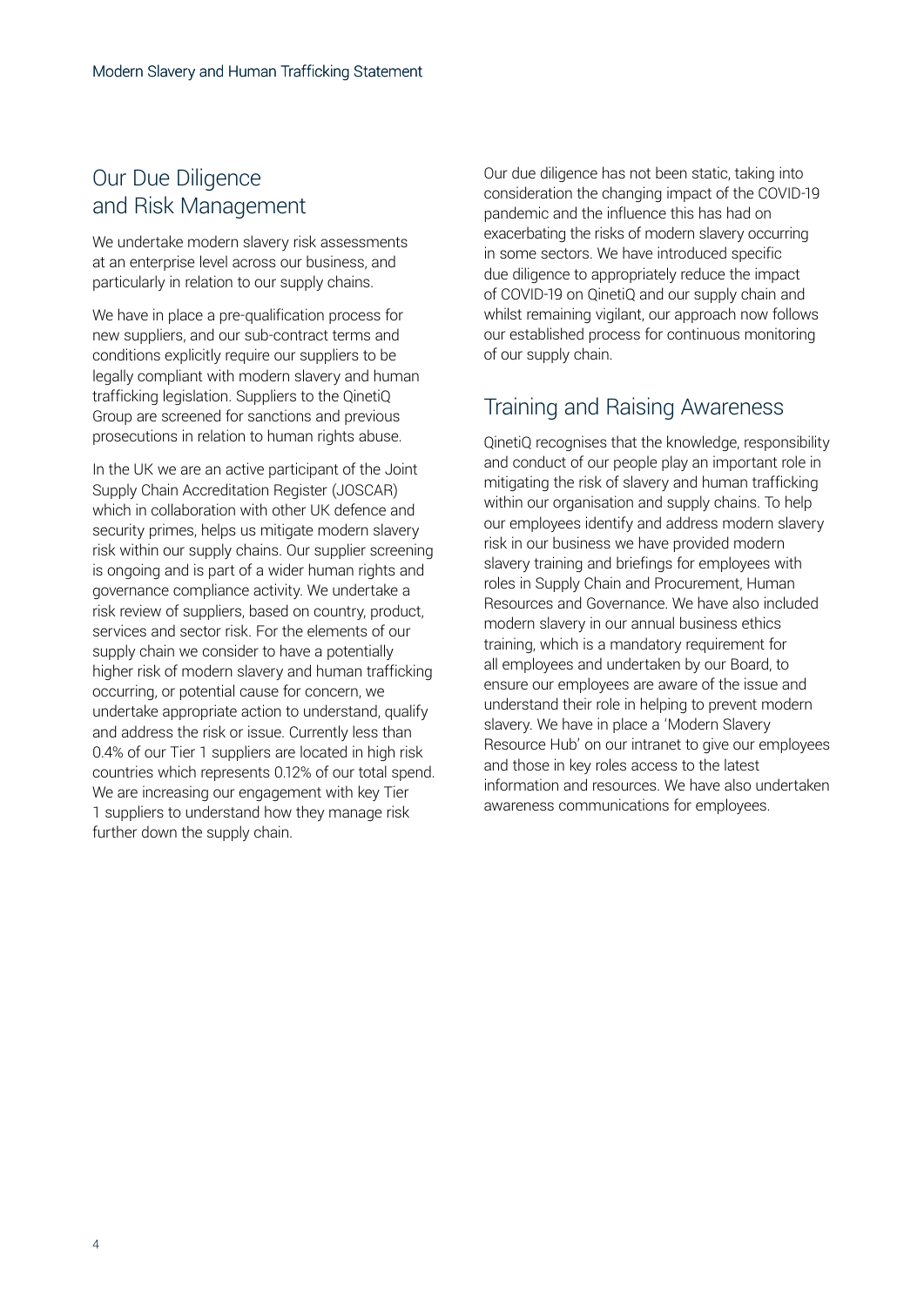## Our Due Diligence and Risk Management

We undertake modern slavery risk assessments at an enterprise level across our business, and particularly in relation to our supply chains.

We have in place a pre-qualification process for new suppliers, and our sub-contract terms and conditions explicitly require our suppliers to be legally compliant with modern slavery and human trafficking legislation. Suppliers to the QinetiQ Group are screened for sanctions and previous prosecutions in relation to human rights abuse.

In the UK we are an active participant of the Joint Supply Chain Accreditation Register (JOSCAR) which in collaboration with other UK defence and security primes, helps us mitigate modern slavery risk within our supply chains. Our supplier screening is ongoing and is part of a wider human rights and governance compliance activity. We undertake a risk review of suppliers, based on country, product, services and sector risk. For the elements of our supply chain we consider to have a potentially higher risk of modern slavery and human trafficking occurring, or potential cause for concern, we undertake appropriate action to understand, qualify and address the risk or issue. Currently less than 0.4% of our Tier 1 suppliers are located in high risk countries which represents 0.12% of our total spend. We are increasing our engagement with key Tier 1 suppliers to understand how they manage risk further down the supply chain.

Our due diligence has not been static, taking into consideration the changing impact of the COVID-19 pandemic and the influence this has had on exacerbating the risks of modern slavery occurring in some sectors. We have introduced specific due diligence to appropriately reduce the impact of COVID-19 on QinetiQ and our supply chain and whilst remaining vigilant, our approach now follows our established process for continuous monitoring of our supply chain.

## Training and Raising Awareness

QinetiQ recognises that the knowledge, responsibility and conduct of our people play an important role in mitigating the risk of slavery and human trafficking within our organisation and supply chains. To help our employees identify and address modern slavery risk in our business we have provided modern slavery training and briefings for employees with roles in Supply Chain and Procurement, Human Resources and Governance. We have also included modern slavery in our annual business ethics training, which is a mandatory requirement for all employees and undertaken by our Board, to ensure our employees are aware of the issue and understand their role in helping to prevent modern slavery. We have in place a 'Modern Slavery Resource Hub' on our intranet to give our employees and those in key roles access to the latest information and resources. We have also undertaken awareness communications for employees.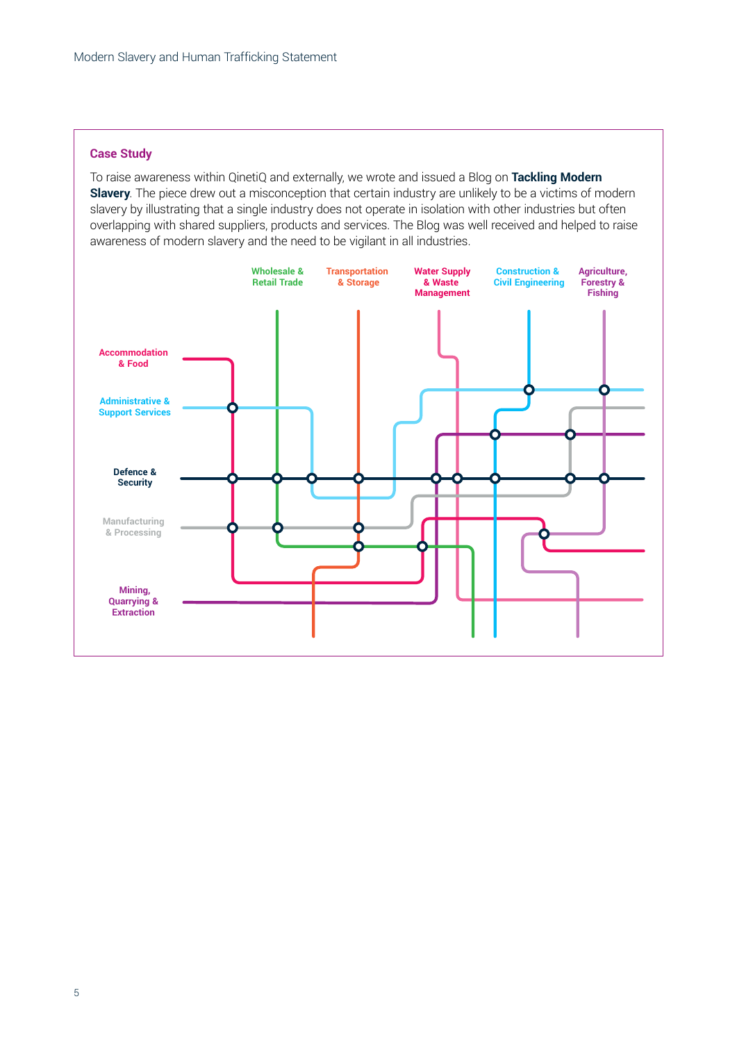## Case Study

To raise awareness within QinetiQ and externally, we wrote and issued a Blog on **Tackling Modern Slavery**. The piece drew out a misconception that certain industry are unlikely to be a victims of modern slavery by illustrating that a single industry does not operate in isolation with other industries but often overlapping with shared suppliers, products and services. The Blog was well received and helped to raise awareness of modern slavery and the need to be vigilant in all industries.

Wholesale & Retail Trade

Transportation & Storage

Water Supply & Waste Management

Construction & Civil Engineering

Agriculture, Forestry & Fishing

Accommodation & Food

Administrative & Support Services

Defence & Security

Manufacturing & Processing

Mining, Quarrying & Extraction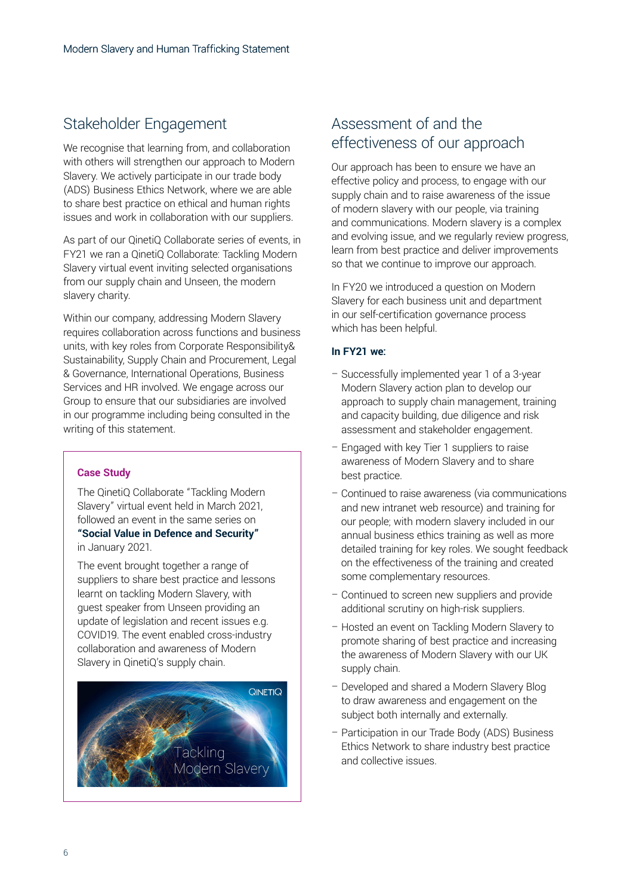## Stakeholder Engagement

We recognise that learning from, and collaboration with others will strengthen our approach to Modern Slavery. We actively participate in our trade body (ADS) Business Ethics Network, where we are able to share best practice on ethical and human rights issues and work in collaboration with our suppliers.

As part of our QinetiQ Collaborate series of events, in FY21 we ran a QinetiQ Collaborate: Tackling Modern Slavery virtual event inviting selected organisations from our supply chain and Unseen, the modern slavery charity.

Within our company, addressing Modern Slavery requires collaboration across functions and business units, with key roles from Corporate Responsibility& Sustainability, Supply Chain and Procurement, Legal & Governance, International Operations, Business Services and HR involved. We engage across our Group to ensure that our subsidiaries are involved in our programme including being consulted in the writing of this statement.

### Case Study

The QinetiQ Collaborate "Tackling Modern Slavery" virtual event held in March 2021, followed an event in the same series on **"Social Value in Defence and Security"** in January 2021.

The event brought together a range of suppliers to share best practice and lessons learnt on tackling Modern Slavery, with guest speaker from Unseen providing an update of legislation and recent issues e.g. COVID19. The event enabled cross-industry collaboration and awareness of Modern Slavery in QinetiQ's supply chain.

QINETIQ

Tackling Modern Slavery

## Assessment of and the effectiveness of our approach

Our approach has been to ensure we have an effective policy and process, to engage with our supply chain and to raise awareness of the issue of modern slavery with our people, via training and communications. Modern slavery is a complex and evolving issue, and we regularly review progress, learn from best practice and deliver improvements so that we continue to improve our approach.

In FY20 we introduced a question on Modern Slavery for each business unit and department in our self-certification governance process which has been helpful.

**In FY21 we:**

- Successfully implemented year 1 of a 3-year Modern Slavery action plan to develop our approach to supply chain management, training and capacity building, due diligence and risk assessment and stakeholder engagement.
- Engaged with key Tier 1 suppliers to raise awareness of Modern Slavery and to share best practice.
- Continued to raise awareness (via communications and new intranet web resource) and training for our people; with modern slavery included in our annual business ethics training as well as more detailed training for key roles. We sought feedback on the effectiveness of the training and created some complementary resources.
- Continued to screen new suppliers and provide additional scrutiny on high-risk suppliers.
- Hosted an event on Tackling Modern Slavery to promote sharing of best practice and increasing the awareness of Modern Slavery with our UK supply chain.
- Developed and shared a Modern Slavery Blog to draw awareness and engagement on the subject both internally and externally.
- Participation in our Trade Body (ADS) Business Ethics Network to share industry best practice and collective issues.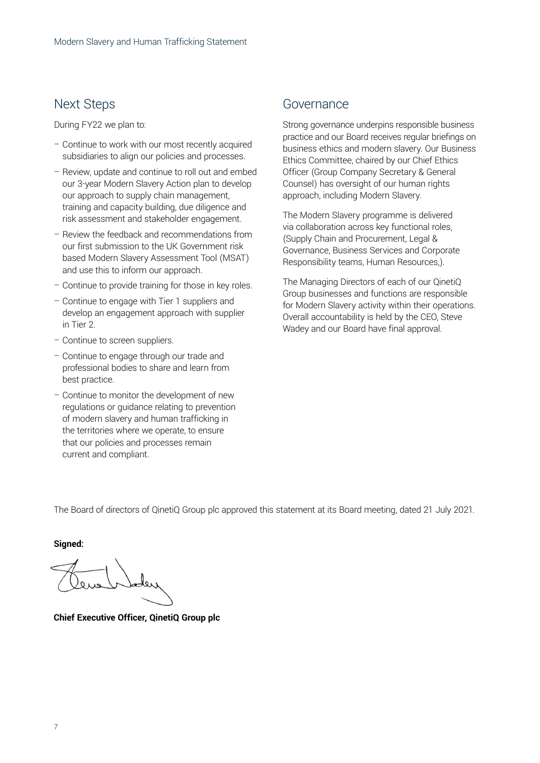## Next Steps

During FY22 we plan to:

- Continue to work with our most recently acquired subsidiaries to align our policies and processes.
- Review, update and continue to roll out and embed our 3-year Modern Slavery Action plan to develop our approach to supply chain management, training and capacity building, due diligence and risk assessment and stakeholder engagement.
- Review the feedback and recommendations from our first submission to the UK Government risk based Modern Slavery Assessment Tool (MSAT) and use this to inform our approach.
- Continue to provide training for those in key roles.
- Continue to engage with Tier 1 suppliers and develop an engagement approach with supplier in Tier 2.
- Continue to screen suppliers.
- Continue to engage through our trade and professional bodies to share and learn from best practice.
- Continue to monitor the development of new regulations or guidance relating to prevention of modern slavery and human trafficking in the territories where we operate, to ensure that our policies and processes remain current and compliant.

## Governance

Strong governance underpins responsible business practice and our Board receives regular briefings on business ethics and modern slavery. Our Business Ethics Committee, chaired by our Chief Ethics Officer (Group Company Secretary & General Counsel) has oversight of our human rights approach, including Modern Slavery.

The Modern Slavery programme is delivered via collaboration across key functional roles, (Supply Chain and Procurement, Legal & Governance, Business Services and Corporate Responsibility teams, Human Resources,).

The Managing Directors of each of our QinetiQ Group businesses and functions are responsible for Modern Slavery activity within their operations. Overall accountability is held by the CEO, Steve Wadey and our Board have final approval.

The Board of directors of QinetiQ Group plc approved this statement at its Board meeting, dated 21 July 2021.

**Signed:**

**Chief Executive Officer, QinetiQ Group plc**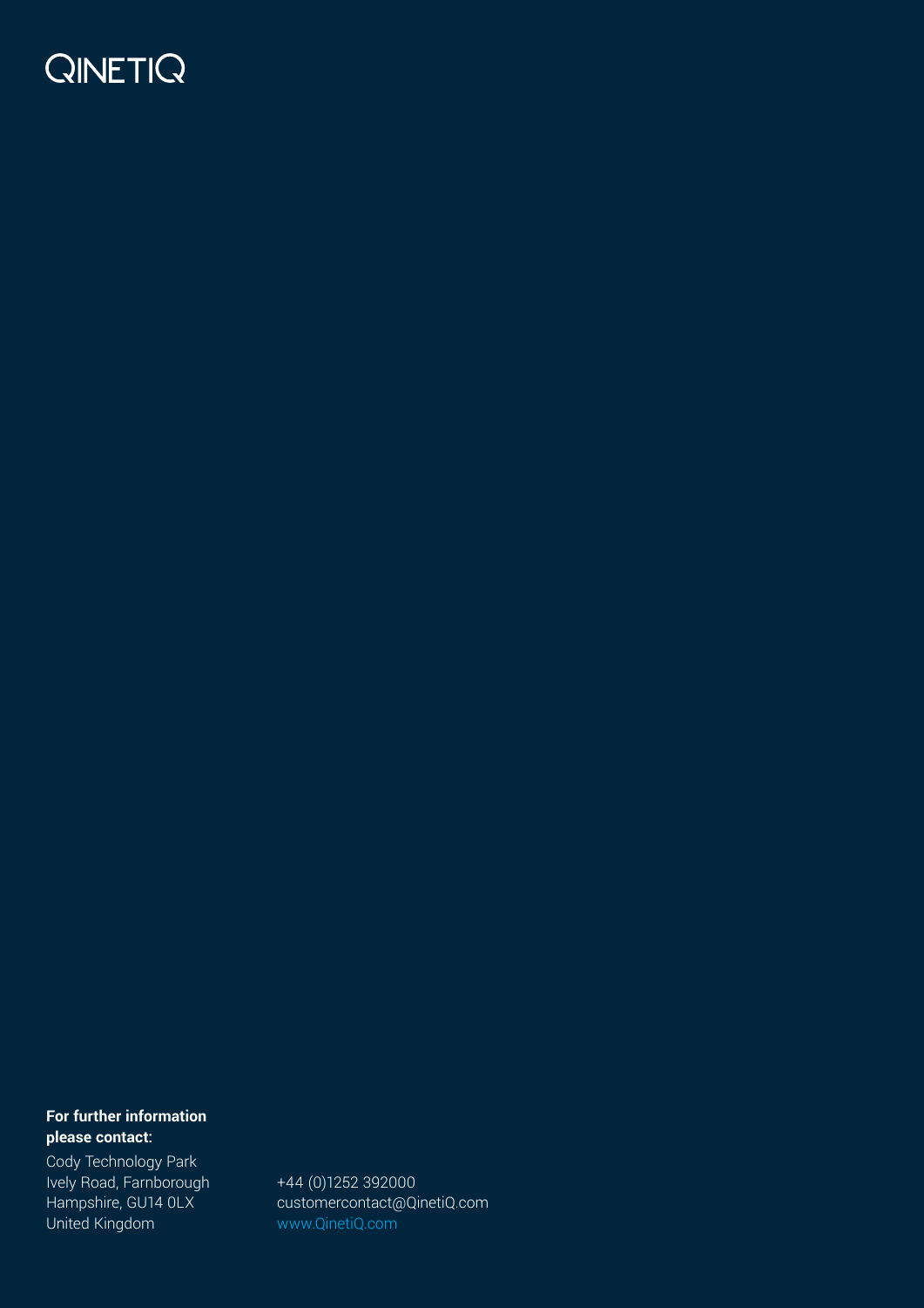QINETIQ

**For further information please contact:**

Cody Technology Park
Ively Road, Farnborough
Hampshire, GU14 0LX
United Kingdom

+44 (0)1252 392000
customercontact@QinetiQ.com
www.QinetiQ.com